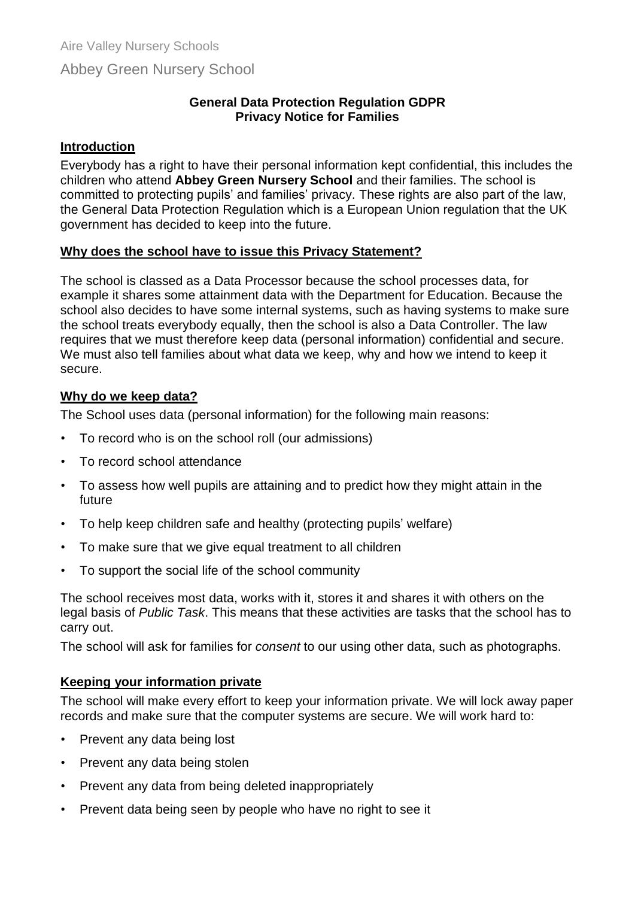Aire Valley Nursery Schools

Abbey Green Nursery School

**General Data Protection Regulation GDPR**
**Privacy Notice for Families**

## Introduction

Everybody has a right to have their personal information kept confidential, this includes the children who attend **Abbey Green Nursery School** and their families. The school is committed to protecting pupils' and families' privacy. These rights are also part of the law, the General Data Protection Regulation which is a European Union regulation that the UK government has decided to keep into the future.

## Why does the school have to issue this Privacy Statement?

The school is classed as a Data Processor because the school processes data, for example it shares some attainment data with the Department for Education. Because the school also decides to have some internal systems, such as having systems to make sure the school treats everybody equally, then the school is also a Data Controller. The law requires that we must therefore keep data (personal information) confidential and secure. We must also tell families about what data we keep, why and how we intend to keep it secure.

## Why do we keep data?

The School uses data (personal information) for the following main reasons:

- To record who is on the school roll (our admissions)
- To record school attendance
- To assess how well pupils are attaining and to predict how they might attain in the future
- To help keep children safe and healthy (protecting pupils' welfare)
- To make sure that we give equal treatment to all children
- To support the social life of the school community

The school receives most data, works with it, stores it and shares it with others on the legal basis of *Public Task*. This means that these activities are tasks that the school has to carry out.

The school will ask for families for *consent* to our using other data, such as photographs.

## Keeping your information private

The school will make every effort to keep your information private. We will lock away paper records and make sure that the computer systems are secure. We will work hard to:

- Prevent any data being lost
- Prevent any data being stolen
- Prevent any data from being deleted inappropriately
- Prevent data being seen by people who have no right to see it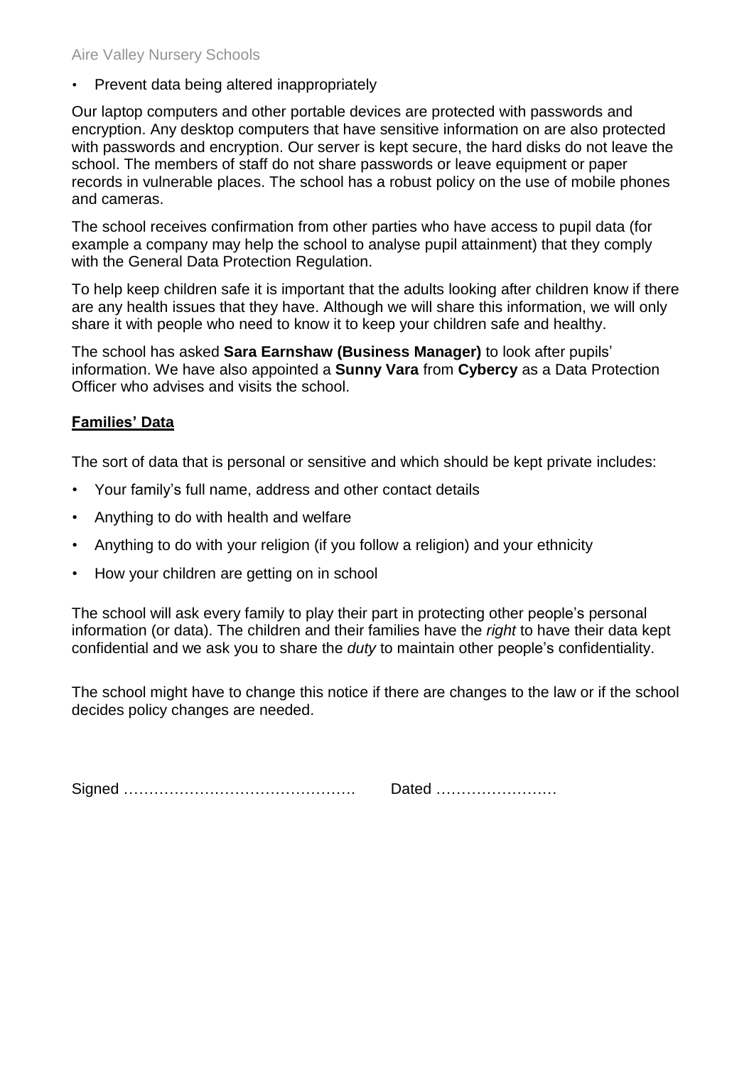- Prevent data being altered inappropriately

Our laptop computers and other portable devices are protected with passwords and encryption. Any desktop computers that have sensitive information on are also protected with passwords and encryption. Our server is kept secure, the hard disks do not leave the school. The members of staff do not share passwords or leave equipment or paper records in vulnerable places. The school has a robust policy on the use of mobile phones and cameras.

The school receives confirmation from other parties who have access to pupil data (for example a company may help the school to analyse pupil attainment) that they comply with the General Data Protection Regulation.

To help keep children safe it is important that the adults looking after children know if there are any health issues that they have. Although we will share this information, we will only share it with people who need to know it to keep your children safe and healthy.

The school has asked **Sara Earnshaw (Business Manager)** to look after pupils' information. We have also appointed a **Sunny Vara** from **Cybercy** as a Data Protection Officer who advises and visits the school.

## Families' Data

The sort of data that is personal or sensitive and which should be kept private includes:

- Your family's full name, address and other contact details
- Anything to do with health and welfare
- Anything to do with your religion (if you follow a religion) and your ethnicity
- How your children are getting on in school

The school will ask every family to play their part in protecting other people's personal information (or data). The children and their families have the *right* to have their data kept confidential and we ask you to share the *duty* to maintain other people's confidentiality.

The school might have to change this notice if there are changes to the law or if the school decides policy changes are needed.

Signed ………………………………………. Dated ……………………